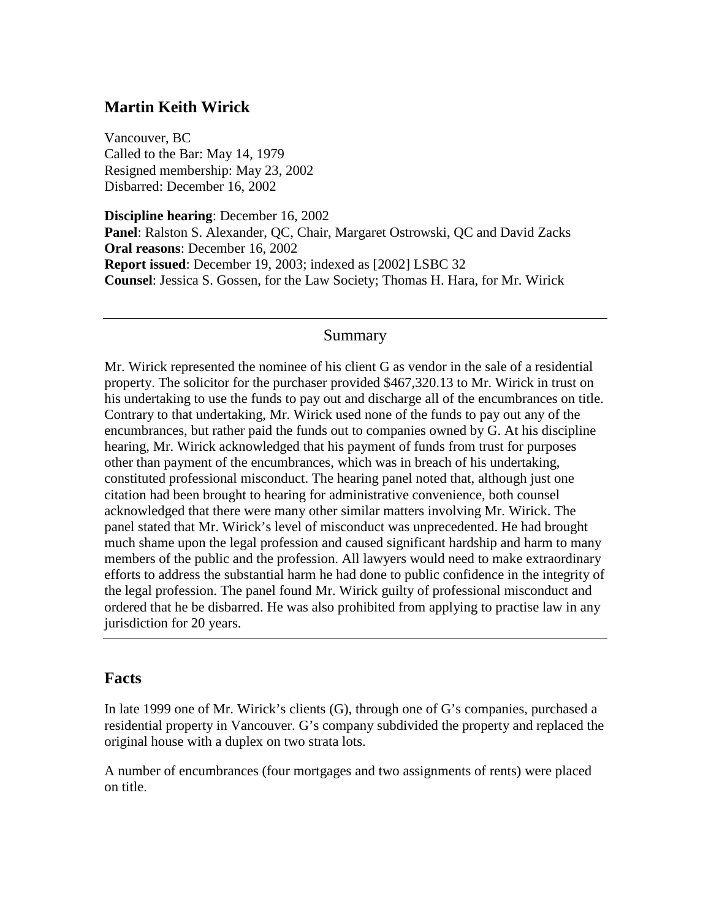## Martin Keith Wirick

Vancouver, BC
Called to the Bar: May 14, 1979
Resigned membership: May 23, 2002
Disbarred: December 16, 2002

**Discipline hearing**: December 16, 2002
**Panel**: Ralston S. Alexander, QC, Chair, Margaret Ostrowski, QC and David Zacks
**Oral reasons**: December 16, 2002
**Report issued**: December 19, 2003; indexed as [2002] LSBC 32
**Counsel**: Jessica S. Gossen, for the Law Society; Thomas H. Hara, for Mr. Wirick

---

### Summary

Mr. Wirick represented the nominee of his client G as vendor in the sale of a residential property. The solicitor for the purchaser provided $467,320.13 to Mr. Wirick in trust on his undertaking to use the funds to pay out and discharge all of the encumbrances on title. Contrary to that undertaking, Mr. Wirick used none of the funds to pay out any of the encumbrances, but rather paid the funds out to companies owned by G. At his discipline hearing, Mr. Wirick acknowledged that his payment of funds from trust for purposes other than payment of the encumbrances, which was in breach of his undertaking, constituted professional misconduct. The hearing panel noted that, although just one citation had been brought to hearing for administrative convenience, both counsel acknowledged that there were many other similar matters involving Mr. Wirick. The panel stated that Mr. Wirick's level of misconduct was unprecedented. He had brought much shame upon the legal profession and caused significant hardship and harm to many members of the public and the profession. All lawyers would need to make extraordinary efforts to address the substantial harm he had done to public confidence in the integrity of the legal profession. The panel found Mr. Wirick guilty of professional misconduct and ordered that he be disbarred. He was also prohibited from applying to practise law in any jurisdiction for 20 years.

---

## Facts

In late 1999 one of Mr. Wirick's clients (G), through one of G's companies, purchased a residential property in Vancouver. G's company subdivided the property and replaced the original house with a duplex on two strata lots.

A number of encumbrances (four mortgages and two assignments of rents) were placed on title.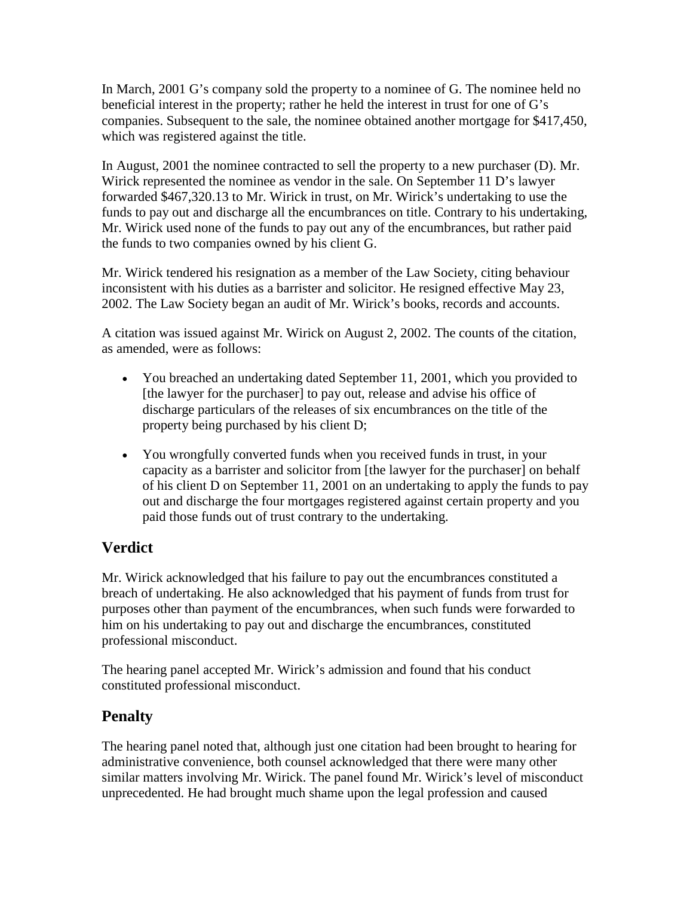In March, 2001 G's company sold the property to a nominee of G. The nominee held no beneficial interest in the property; rather he held the interest in trust for one of G's companies. Subsequent to the sale, the nominee obtained another mortgage for $417,450, which was registered against the title.

In August, 2001 the nominee contracted to sell the property to a new purchaser (D). Mr. Wirick represented the nominee as vendor in the sale. On September 11 D's lawyer forwarded $467,320.13 to Mr. Wirick in trust, on Mr. Wirick's undertaking to use the funds to pay out and discharge all the encumbrances on title. Contrary to his undertaking, Mr. Wirick used none of the funds to pay out any of the encumbrances, but rather paid the funds to two companies owned by his client G.

Mr. Wirick tendered his resignation as a member of the Law Society, citing behaviour inconsistent with his duties as a barrister and solicitor. He resigned effective May 23, 2002. The Law Society began an audit of Mr. Wirick's books, records and accounts.

A citation was issued against Mr. Wirick on August 2, 2002. The counts of the citation, as amended, were as follows:

- You breached an undertaking dated September 11, 2001, which you provided to [the lawyer for the purchaser] to pay out, release and advise his office of discharge particulars of the releases of six encumbrances on the title of the property being purchased by his client D;
- You wrongfully converted funds when you received funds in trust, in your capacity as a barrister and solicitor from [the lawyer for the purchaser] on behalf of his client D on September 11, 2001 on an undertaking to apply the funds to pay out and discharge the four mortgages registered against certain property and you paid those funds out of trust contrary to the undertaking.

## Verdict

Mr. Wirick acknowledged that his failure to pay out the encumbrances constituted a breach of undertaking. He also acknowledged that his payment of funds from trust for purposes other than payment of the encumbrances, when such funds were forwarded to him on his undertaking to pay out and discharge the encumbrances, constituted professional misconduct.

The hearing panel accepted Mr. Wirick's admission and found that his conduct constituted professional misconduct.

## Penalty

The hearing panel noted that, although just one citation had been brought to hearing for administrative convenience, both counsel acknowledged that there were many other similar matters involving Mr. Wirick. The panel found Mr. Wirick's level of misconduct unprecedented. He had brought much shame upon the legal profession and caused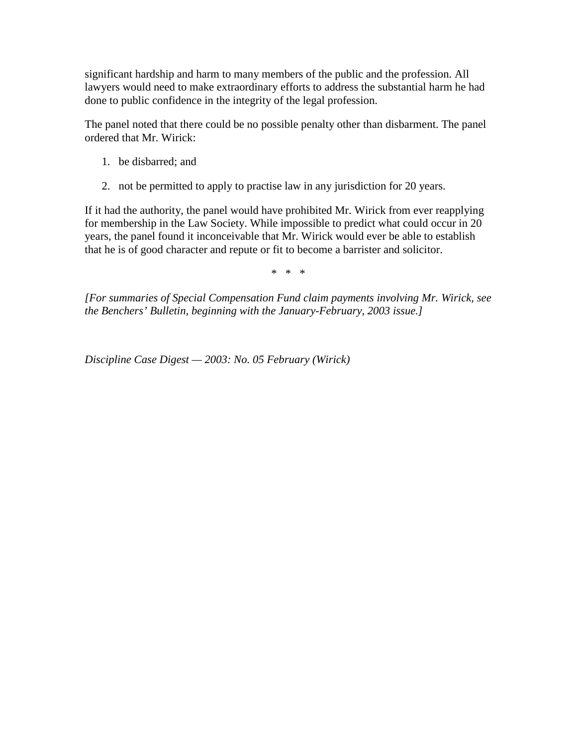significant hardship and harm to many members of the public and the profession. All lawyers would need to make extraordinary efforts to address the substantial harm he had done to public confidence in the integrity of the legal profession.

The panel noted that there could be no possible penalty other than disbarment. The panel ordered that Mr. Wirick:

1. be disbarred; and

2. not be permitted to apply to practise law in any jurisdiction for 20 years.

If it had the authority, the panel would have prohibited Mr. Wirick from ever reapplying for membership in the Law Society. While impossible to predict what could occur in 20 years, the panel found it inconceivable that Mr. Wirick would ever be able to establish that he is of good character and repute or fit to become a barrister and solicitor.

\* \* \*

*[For summaries of Special Compensation Fund claim payments involving Mr. Wirick, see the Benchers' Bulletin, beginning with the January-February, 2003 issue.]*

*Discipline Case Digest — 2003: No. 05 February (Wirick)*